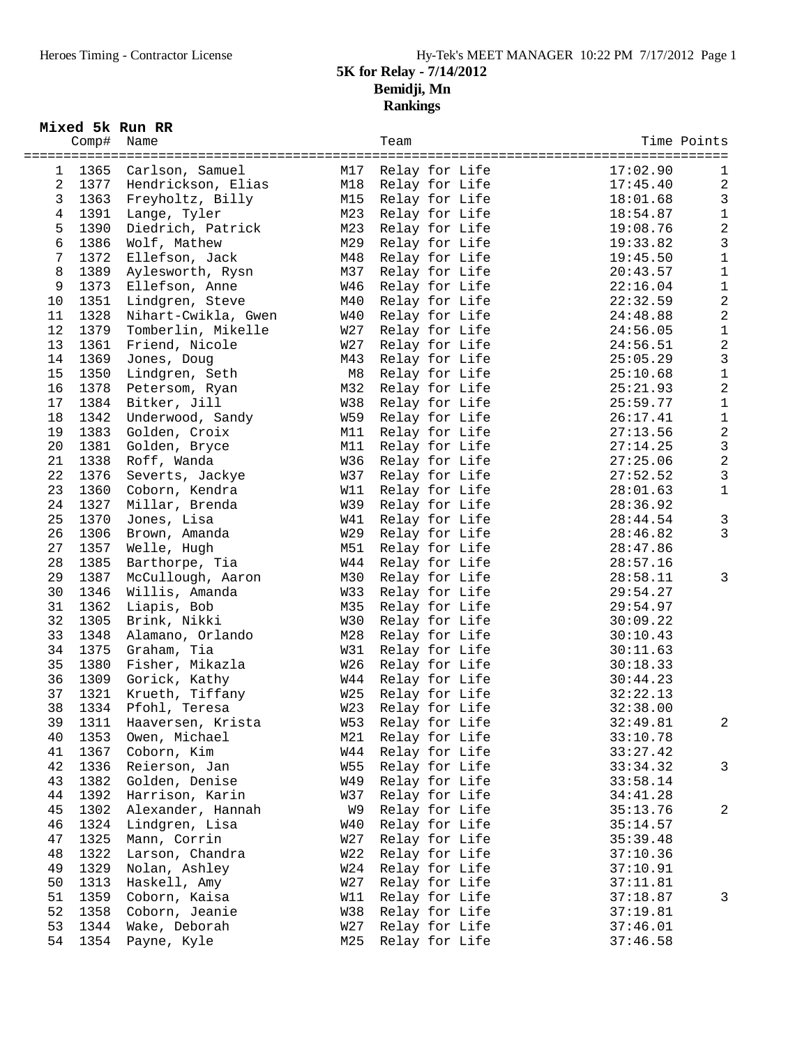# 5K for Relay - 7/14/2012

## Bemidji, Mn

## Rankings

### Mixed 5k Run RR

| | Comp# | Name | | Team | Time | Points |
|---|---|---|---|---|---|---|
| 1 | 1365 | Carlson, Samuel | M17 | Relay for Life | 17:02.90 | 1 |
| 2 | 1377 | Hendrickson, Elias | M18 | Relay for Life | 17:45.40 | 2 |
| 3 | 1363 | Freyholtz, Billy | M15 | Relay for Life | 18:01.68 | 3 |
| 4 | 1391 | Lange, Tyler | M23 | Relay for Life | 18:54.87 | 1 |
| 5 | 1390 | Diedrich, Patrick | M23 | Relay for Life | 19:08.76 | 2 |
| 6 | 1386 | Wolf, Mathew | M29 | Relay for Life | 19:33.82 | 3 |
| 7 | 1372 | Ellefson, Jack | M48 | Relay for Life | 19:45.50 | 1 |
| 8 | 1389 | Aylesworth, Rysn | M37 | Relay for Life | 20:43.57 | 1 |
| 9 | 1373 | Ellefson, Anne | W46 | Relay for Life | 22:16.04 | 1 |
| 10 | 1351 | Lindgren, Steve | M40 | Relay for Life | 22:32.59 | 2 |
| 11 | 1328 | Nihart-Cwikla, Gwen | W40 | Relay for Life | 24:48.88 | 2 |
| 12 | 1379 | Tomberlin, Mikelle | W27 | Relay for Life | 24:56.05 | 1 |
| 13 | 1361 | Friend, Nicole | W27 | Relay for Life | 24:56.51 | 2 |
| 14 | 1369 | Jones, Doug | M43 | Relay for Life | 25:05.29 | 3 |
| 15 | 1350 | Lindgren, Seth | M8 | Relay for Life | 25:10.68 | 1 |
| 16 | 1378 | Petersom, Ryan | M32 | Relay for Life | 25:21.93 | 2 |
| 17 | 1384 | Bitker, Jill | W38 | Relay for Life | 25:59.77 | 1 |
| 18 | 1342 | Underwood, Sandy | W59 | Relay for Life | 26:17.41 | 1 |
| 19 | 1383 | Golden, Croix | M11 | Relay for Life | 27:13.56 | 2 |
| 20 | 1381 | Golden, Bryce | M11 | Relay for Life | 27:14.25 | 3 |
| 21 | 1338 | Roff, Wanda | W36 | Relay for Life | 27:25.06 | 2 |
| 22 | 1376 | Severts, Jackye | W37 | Relay for Life | 27:52.52 | 3 |
| 23 | 1360 | Coborn, Kendra | W11 | Relay for Life | 28:01.63 | 1 |
| 24 | 1327 | Millar, Brenda | W39 | Relay for Life | 28:36.92 | |
| 25 | 1370 | Jones, Lisa | W41 | Relay for Life | 28:44.54 | 3 |
| 26 | 1306 | Brown, Amanda | W29 | Relay for Life | 28:46.82 | 3 |
| 27 | 1357 | Welle, Hugh | M51 | Relay for Life | 28:47.86 | |
| 28 | 1385 | Barthorpe, Tia | W44 | Relay for Life | 28:57.16 | |
| 29 | 1387 | McCullough, Aaron | M30 | Relay for Life | 28:58.11 | 3 |
| 30 | 1346 | Willis, Amanda | W33 | Relay for Life | 29:54.27 | |
| 31 | 1362 | Liapis, Bob | M35 | Relay for Life | 29:54.97 | |
| 32 | 1305 | Brink, Nikki | W30 | Relay for Life | 30:09.22 | |
| 33 | 1348 | Alamano, Orlando | M28 | Relay for Life | 30:10.43 | |
| 34 | 1375 | Graham, Tia | W31 | Relay for Life | 30:11.63 | |
| 35 | 1380 | Fisher, Mikazla | W26 | Relay for Life | 30:18.33 | |
| 36 | 1309 | Gorick, Kathy | W44 | Relay for Life | 30:44.23 | |
| 37 | 1321 | Krueth, Tiffany | W25 | Relay for Life | 32:22.13 | |
| 38 | 1334 | Pfohl, Teresa | W23 | Relay for Life | 32:38.00 | |
| 39 | 1311 | Haaversen, Krista | W53 | Relay for Life | 32:49.81 | 2 |
| 40 | 1353 | Owen, Michael | M21 | Relay for Life | 33:10.78 | |
| 41 | 1367 | Coborn, Kim | W44 | Relay for Life | 33:27.42 | |
| 42 | 1336 | Reierson, Jan | W55 | Relay for Life | 33:34.32 | 3 |
| 43 | 1382 | Golden, Denise | W49 | Relay for Life | 33:58.14 | |
| 44 | 1392 | Harrison, Karin | W37 | Relay for Life | 34:41.28 | |
| 45 | 1302 | Alexander, Hannah | W9 | Relay for Life | 35:13.76 | 2 |
| 46 | 1324 | Lindgren, Lisa | W40 | Relay for Life | 35:14.57 | |
| 47 | 1325 | Mann, Corrin | W27 | Relay for Life | 35:39.48 | |
| 48 | 1322 | Larson, Chandra | W22 | Relay for Life | 37:10.36 | |
| 49 | 1329 | Nolan, Ashley | W24 | Relay for Life | 37:10.91 | |
| 50 | 1313 | Haskell, Amy | W27 | Relay for Life | 37:11.81 | |
| 51 | 1359 | Coborn, Kaisa | W11 | Relay for Life | 37:18.87 | 3 |
| 52 | 1358 | Coborn, Jeanie | W38 | Relay for Life | 37:19.81 | |
| 53 | 1344 | Wake, Deborah | W27 | Relay for Life | 37:46.01 | |
| 54 | 1354 | Payne, Kyle | M25 | Relay for Life | 37:46.58 | |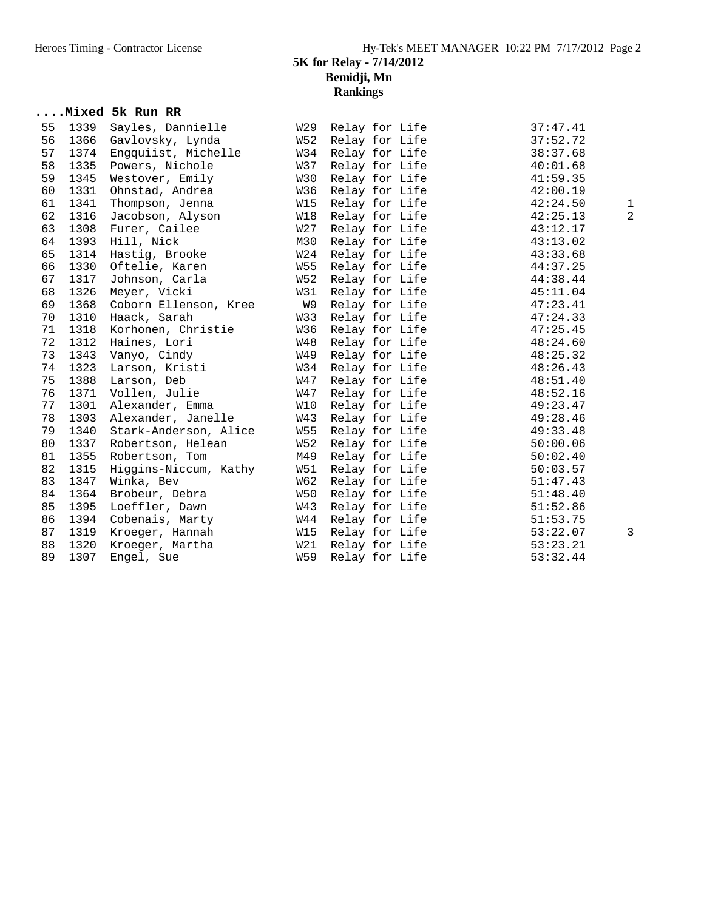# 5K for Relay - 7/14/2012

## Bemidji, Mn

## Rankings

### ....Mixed 5k Run RR

| | | | | | | |
|---|---|---|---|---|---|---|
| 55 | 1339 | Sayles, Dannielle | W29 | Relay for Life | 37:47.41 | |
| 56 | 1366 | Gavlovsky, Lynda | W52 | Relay for Life | 37:52.72 | |
| 57 | 1374 | Engquiist, Michelle | W34 | Relay for Life | 38:37.68 | |
| 58 | 1335 | Powers, Nichole | W37 | Relay for Life | 40:01.68 | |
| 59 | 1345 | Westover, Emily | W30 | Relay for Life | 41:59.35 | |
| 60 | 1331 | Ohnstad, Andrea | W36 | Relay for Life | 42:00.19 | |
| 61 | 1341 | Thompson, Jenna | W15 | Relay for Life | 42:24.50 | 1 |
| 62 | 1316 | Jacobson, Alyson | W18 | Relay for Life | 42:25.13 | 2 |
| 63 | 1308 | Furer, Cailee | W27 | Relay for Life | 43:12.17 | |
| 64 | 1393 | Hill, Nick | M30 | Relay for Life | 43:13.02 | |
| 65 | 1314 | Hastig, Brooke | W24 | Relay for Life | 43:33.68 | |
| 66 | 1330 | Oftelie, Karen | W55 | Relay for Life | 44:37.25 | |
| 67 | 1317 | Johnson, Carla | W52 | Relay for Life | 44:38.44 | |
| 68 | 1326 | Meyer, Vicki | W31 | Relay for Life | 45:11.04 | |
| 69 | 1368 | Coborn Ellenson, Kree | W9 | Relay for Life | 47:23.41 | |
| 70 | 1310 | Haack, Sarah | W33 | Relay for Life | 47:24.33 | |
| 71 | 1318 | Korhonen, Christie | W36 | Relay for Life | 47:25.45 | |
| 72 | 1312 | Haines, Lori | W48 | Relay for Life | 48:24.60 | |
| 73 | 1343 | Vanyo, Cindy | W49 | Relay for Life | 48:25.32 | |
| 74 | 1323 | Larson, Kristi | W34 | Relay for Life | 48:26.43 | |
| 75 | 1388 | Larson, Deb | W47 | Relay for Life | 48:51.40 | |
| 76 | 1371 | Vollen, Julie | W47 | Relay for Life | 48:52.16 | |
| 77 | 1301 | Alexander, Emma | W10 | Relay for Life | 49:23.47 | |
| 78 | 1303 | Alexander, Janelle | W43 | Relay for Life | 49:28.46 | |
| 79 | 1340 | Stark-Anderson, Alice | W55 | Relay for Life | 49:33.48 | |
| 80 | 1337 | Robertson, Helean | W52 | Relay for Life | 50:00.06 | |
| 81 | 1355 | Robertson, Tom | M49 | Relay for Life | 50:02.40 | |
| 82 | 1315 | Higgins-Niccum, Kathy | W51 | Relay for Life | 50:03.57 | |
| 83 | 1347 | Winka, Bev | W62 | Relay for Life | 51:47.43 | |
| 84 | 1364 | Brobeur, Debra | W50 | Relay for Life | 51:48.40 | |
| 85 | 1395 | Loeffler, Dawn | W43 | Relay for Life | 51:52.86 | |
| 86 | 1394 | Cobenais, Marty | W44 | Relay for Life | 51:53.75 | |
| 87 | 1319 | Kroeger, Hannah | W15 | Relay for Life | 53:22.07 | 3 |
| 88 | 1320 | Kroeger, Martha | W21 | Relay for Life | 53:23.21 | |
| 89 | 1307 | Engel, Sue | W59 | Relay for Life | 53:32.44 | |